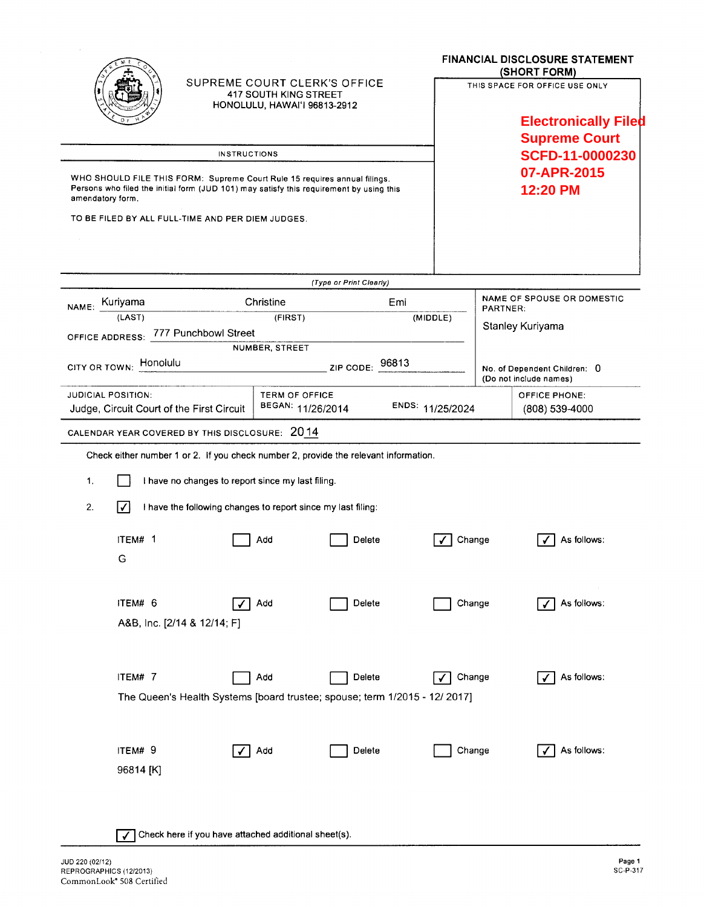SUPREME COURT CLERK'S OFFICE
417 SOUTH KING STREET
HONOLULU, HAWAI'I 96813-2912

# FINANCIAL DISCLOSURE STATEMENT (SHORT FORM)

THIS SPACE FOR OFFICE USE ONLY

**Electronically Filed**
**Supreme Court**
**SCFD-11-0000230**
**07-APR-2015**
**12:20 PM**

## INSTRUCTIONS

WHO SHOULD FILE THIS FORM: Supreme Court Rule 15 requires annual filings. Persons who filed the initial form (JUD 101) may satisfy this requirement by using this amendatory form.

TO BE FILED BY ALL FULL-TIME AND PER DIEM JUDGES.

*(Type or Print Clearly)*

NAME: Kuriyama (LAST) Christine (FIRST) Emi (MIDDLE)

NAME OF SPOUSE OR DOMESTIC PARTNER: Stanley Kuriyama

OFFICE ADDRESS: 777 Punchbowl Street (NUMBER, STREET)

CITY OR TOWN: Honolulu ZIP CODE: 96813

No. of Dependent Children: 0 (Do not include names)

JUDICIAL POSITION: Judge, Circuit Court of the First Circuit

TERM OF OFFICE BEGAN: 11/26/2014 ENDS: 11/25/2024

OFFICE PHONE: (808) 539-4000

CALENDAR YEAR COVERED BY THIS DISCLOSURE: 2014

Check either number 1 or 2. If you check number 2, provide the relevant information.

1. ☐ I have no changes to report since my last filing.

2. ☑ I have the following changes to report since my last filing:

ITEM# 1 ☐ Add ☐ Delete ☑ Change ☑ As follows:
G

ITEM# 6 ☑ Add ☐ Delete ☐ Change ☑ As follows:
A&B, Inc. [2/14 & 12/14; F]

ITEM# 7 ☐ Add ☐ Delete ☑ Change ☑ As follows:
The Queen's Health Systems [board trustee; spouse; term 1/2015 - 12/ 2017]

ITEM# 9 ☑ Add ☐ Delete ☐ Change ☑ As follows:
96814 [K]

☑ Check here if you have attached additional sheet(s).

JUD 220 (02/12)
REPROGRAPHICS (12/2013)
CommonLook® 508 Certified

SC-P-317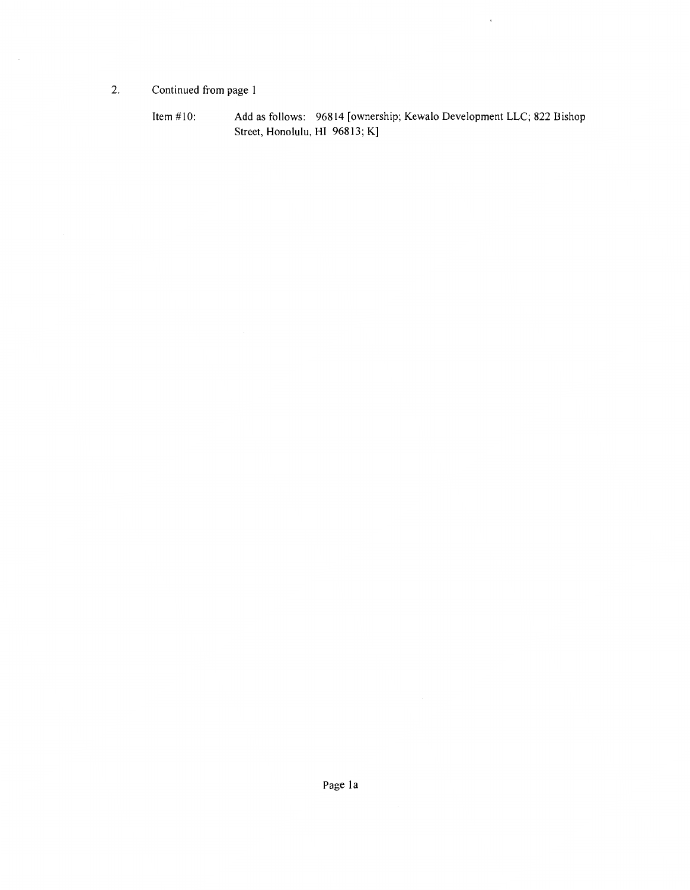2. Continued from page 1

Item #10: Add as follows: 96814 [ownership; Kewalo Development LLC; 822 Bishop Street, Honolulu, HI 96813; K]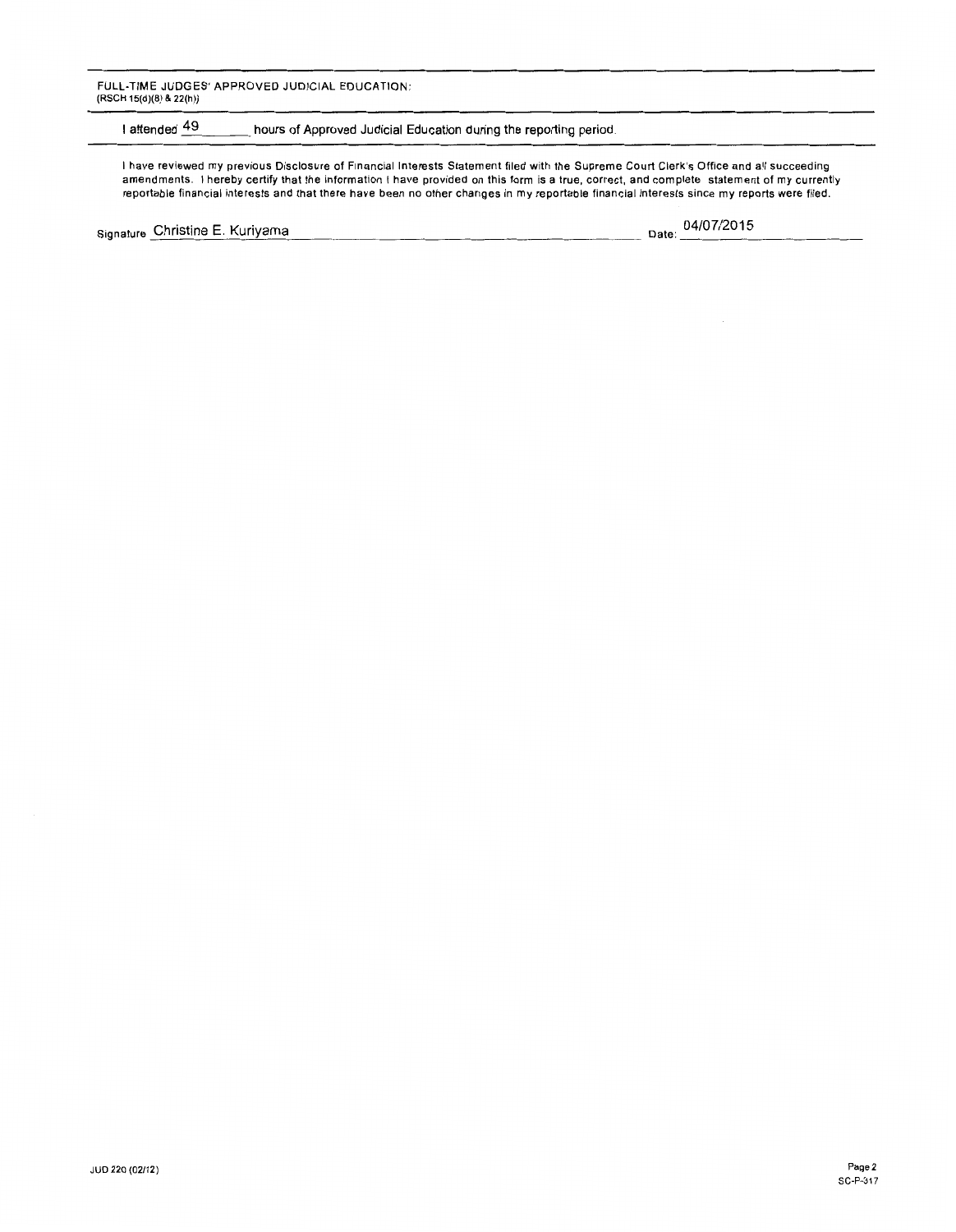FULL-TIME JUDGES' APPROVED JUDICIAL EDUCATION:
(RSCH 15(d)(8) & 22(h))

I attended 49 hours of Approved Judicial Education during the reporting period.

I have reviewed my previous Disclosure of Financial Interests Statement filed with the Supreme Court Clerk's Office and all succeeding amendments. I hereby certify that the information I have provided on this form is a true, correct, and complete statement of my currently reportable financial interests and that there have been no other changes in my reportable financial interests since my reports were filed.

Signature Christine E. Kuriyama Date: 04/07/2015

JUD 220 (02/12)

SC-P-317